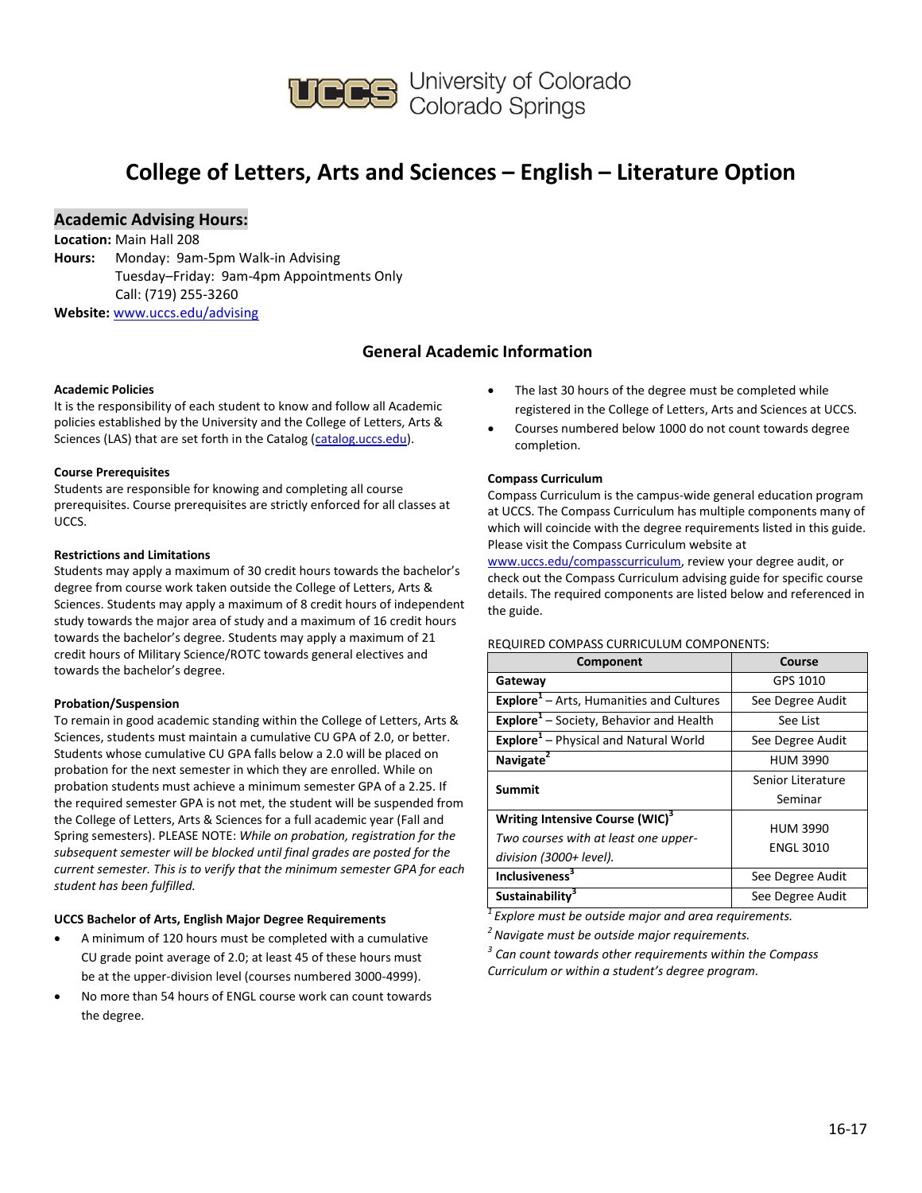University of Colorado Colorado Springs

# College of Letters, Arts and Sciences – English – Literature Option

## Academic Advising Hours:

**Location:** Main Hall 208
**Hours:** Monday: 9am-5pm Walk-in Advising
Tuesday–Friday: 9am-4pm Appointments Only
Call: (719) 255-3260
**Website:** www.uccs.edu/advising

## General Academic Information

**Academic Policies**
It is the responsibility of each student to know and follow all Academic policies established by the University and the College of Letters, Arts & Sciences (LAS) that are set forth in the Catalog (catalog.uccs.edu).

**Course Prerequisites**
Students are responsible for knowing and completing all course prerequisites. Course prerequisites are strictly enforced for all classes at UCCS.

**Restrictions and Limitations**
Students may apply a maximum of 30 credit hours towards the bachelor's degree from course work taken outside the College of Letters, Arts & Sciences. Students may apply a maximum of 8 credit hours of independent study towards the major area of study and a maximum of 16 credit hours towards the bachelor's degree. Students may apply a maximum of 21 credit hours of Military Science/ROTC towards general electives and towards the bachelor's degree.

**Probation/Suspension**
To remain in good academic standing within the College of Letters, Arts & Sciences, students must maintain a cumulative CU GPA of 2.0, or better. Students whose cumulative CU GPA falls below a 2.0 will be placed on probation for the next semester in which they are enrolled. While on probation students must achieve a minimum semester GPA of a 2.25. If the required semester GPA is not met, the student will be suspended from the College of Letters, Arts & Sciences for a full academic year (Fall and Spring semesters). PLEASE NOTE: *While on probation, registration for the subsequent semester will be blocked until final grades are posted for the current semester. This is to verify that the minimum semester GPA for each student has been fulfilled.*

**UCCS Bachelor of Arts, English Major Degree Requirements**

- A minimum of 120 hours must be completed with a cumulative CU grade point average of 2.0; at least 45 of these hours must be at the upper-division level (courses numbered 3000-4999).
- No more than 54 hours of ENGL course work can count towards the degree.
- The last 30 hours of the degree must be completed while registered in the College of Letters, Arts and Sciences at UCCS.
- Courses numbered below 1000 do not count towards degree completion.

**Compass Curriculum**
Compass Curriculum is the campus-wide general education program at UCCS. The Compass Curriculum has multiple components many of which will coincide with the degree requirements listed in this guide. Please visit the Compass Curriculum website at www.uccs.edu/compasscurriculum, review your degree audit, or check out the Compass Curriculum advising guide for specific course details. The required components are listed below and referenced in the guide.

REQUIRED COMPASS CURRICULUM COMPONENTS:

| Component | Course |
|---|---|
| **Gateway** | GPS 1010 |
| **Explore**[1] – Arts, Humanities and Cultures | See Degree Audit |
| **Explore**[1] – Society, Behavior and Health | See List |
| **Explore**[1] – Physical and Natural World | See Degree Audit |
| **Navigate**[2] | HUM 3990 |
| **Summit** | Senior Literature Seminar |
| **Writing Intensive Course (WIC)**[3] *Two courses with at least one upper-division (3000+ level).* | HUM 3990 ENGL 3010 |
| **Inclusiveness**[3] | See Degree Audit |
| **Sustainability**[3] | See Degree Audit |

[1] *Explore must be outside major and area requirements.*
[2] *Navigate must be outside major requirements.*
[3] *Can count towards other requirements within the Compass Curriculum or within a student's degree program.*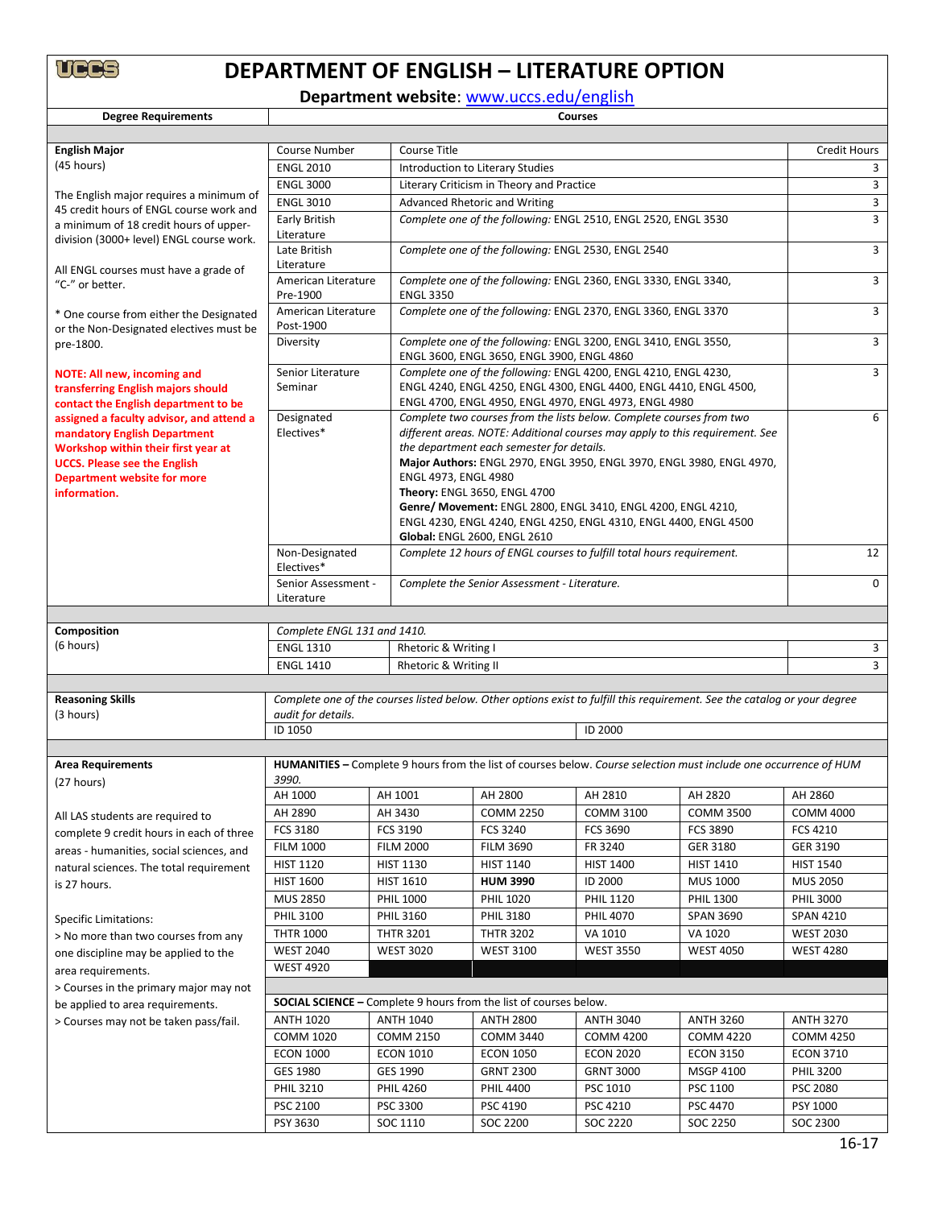# DEPARTMENT OF ENGLISH – LITERATURE OPTION

**Department website**: www.uccs.edu/english

| Degree Requirements | Courses | | |
|---|---|---|---|
| **English Major** (45 hours) | Course Number | Course Title | Credit Hours |
| The English major requires a minimum of 45 credit hours of ENGL course work and a minimum of 18 credit hours of upper-division (3000+ level) ENGL course work. | ENGL 2010 | Introduction to Literary Studies | 3 |
| All ENGL courses must have a grade of "C-" or better. | ENGL 3000 | Literary Criticism in Theory and Practice | 3 |
| * One course from either the Designated or the Non-Designated electives must be pre-1800. | ENGL 3010 | Advanced Rhetoric and Writing | 3 |
| **NOTE: All new, incoming and transferring English majors should contact the English department to be assigned a faculty advisor, and attend a mandatory English Department Workshop within their first year at UCCS. Please see the English Department website for more information.** | Early British Literature | *Complete one of the following:* ENGL 2510, ENGL 2520, ENGL 3530 | 3 |
| | Late British Literature | *Complete one of the following:* ENGL 2530, ENGL 2540 | 3 |
| | American Literature Pre-1900 | *Complete one of the following:* ENGL 2360, ENGL 3330, ENGL 3340, ENGL 3350 | 3 |
| | American Literature Post-1900 | *Complete one of the following:* ENGL 2370, ENGL 3360, ENGL 3370 | 3 |
| | Diversity | *Complete one of the following:* ENGL 3200, ENGL 3410, ENGL 3550, ENGL 3600, ENGL 3650, ENGL 3900, ENGL 4860 | 3 |
| | Senior Literature Seminar | *Complete one of the following:* ENGL 4200, ENGL 4210, ENGL 4230, ENGL 4240, ENGL 4250, ENGL 4300, ENGL 4400, ENGL 4410, ENGL 4500, ENGL 4700, ENGL 4950, ENGL 4970, ENGL 4973, ENGL 4980 | 3 |
| | Designated Electives* | *Complete two courses from the lists below. Complete courses from two different areas. NOTE: Additional courses may apply to this requirement. See the department each semester for details.* **Major Authors:** ENGL 2970, ENGL 3950, ENGL 3970, ENGL 3980, ENGL 4970, ENGL 4973, ENGL 4980 **Theory:** ENGL 3650, ENGL 4700 **Genre/ Movement:** ENGL 2800, ENGL 3410, ENGL 4200, ENGL 4210, ENGL 4230, ENGL 4240, ENGL 4250, ENGL 4310, ENGL 4400, ENGL 4500 **Global:** ENGL 2600, ENGL 2610 | 6 |
| | Non-Designated Electives* | *Complete 12 hours of ENGL courses to fulfill total hours requirement.* | 12 |
| | Senior Assessment - Literature | *Complete the Senior Assessment - Literature.* | 0 |
| **Composition** (6 hours) | *Complete ENGL 131 and 1410.* | | |
| | ENGL 1310 | Rhetoric & Writing I | 3 |
| | ENGL 1410 | Rhetoric & Writing II | 3 |

| Degree Requirements | Courses | |
|---|---|---|
| **Reasoning Skills** (3 hours) | *Complete one of the courses listed below. Other options exist to fulfill this requirement. See the catalog or your degree audit for details.* | |
| | ID 1050 | ID 2000 |

**Area Requirements** (27 hours)

All LAS students are required to complete 9 credit hours in each of three areas - humanities, social sciences, and natural sciences. The total requirement is 27 hours.

Specific Limitations:
> No more than two courses from any one discipline may be applied to the area requirements.
> Courses in the primary major may not be applied to area requirements.
> Courses may not be taken pass/fail.

**HUMANITIES –** Complete 9 hours from the list of courses below. *Course selection must include one occurrence of HUM 3990.*

| | | | | | |
|---|---|---|---|---|---|
| AH 1000 | AH 1001 | AH 2800 | AH 2810 | AH 2820 | AH 2860 |
| AH 2890 | AH 3430 | COMM 2250 | COMM 3100 | COMM 3500 | COMM 4000 |
| FCS 3180 | FCS 3190 | FCS 3240 | FCS 3690 | FCS 3890 | FCS 4210 |
| FILM 1000 | FILM 2000 | FILM 3690 | FR 3240 | GER 3180 | GER 3190 |
| HIST 1120 | HIST 1130 | HIST 1140 | HIST 1400 | HIST 1410 | HIST 1540 |
| HIST 1600 | HIST 1610 | **HUM 3990** | ID 2000 | MUS 1000 | MUS 2050 |
| MUS 2850 | PHIL 1000 | PHIL 1020 | PHIL 1120 | PHIL 1300 | PHIL 3000 |
| PHIL 3100 | PHIL 3160 | PHIL 3180 | PHIL 4070 | SPAN 3690 | SPAN 4210 |
| THTR 1000 | THTR 3201 | THTR 3202 | VA 1010 | VA 1020 | WEST 2030 |
| WEST 2040 | WEST 3020 | WEST 3100 | WEST 3550 | WEST 4050 | WEST 4280 |
| WEST 4920 | | | | | |

**SOCIAL SCIENCE –** Complete 9 hours from the list of courses below.

| | | | | | |
|---|---|---|---|---|---|
| ANTH 1020 | ANTH 1040 | ANTH 2800 | ANTH 3040 | ANTH 3260 | ANTH 3270 |
| COMM 1020 | COMM 2150 | COMM 3440 | COMM 4200 | COMM 4220 | COMM 4250 |
| ECON 1000 | ECON 1010 | ECON 1050 | ECON 2020 | ECON 3150 | ECON 3710 |
| GES 1980 | GES 1990 | GRNT 2300 | GRNT 3000 | MSGP 4100 | PHIL 3200 |
| PHIL 3210 | PHIL 4260 | PHIL 4400 | PSC 1010 | PSC 1100 | PSC 2080 |
| PSC 2100 | PSC 3300 | PSC 4190 | PSC 4210 | PSC 4470 | PSY 1000 |
| PSY 3630 | SOC 1110 | SOC 2200 | SOC 2220 | SOC 2250 | SOC 2300 |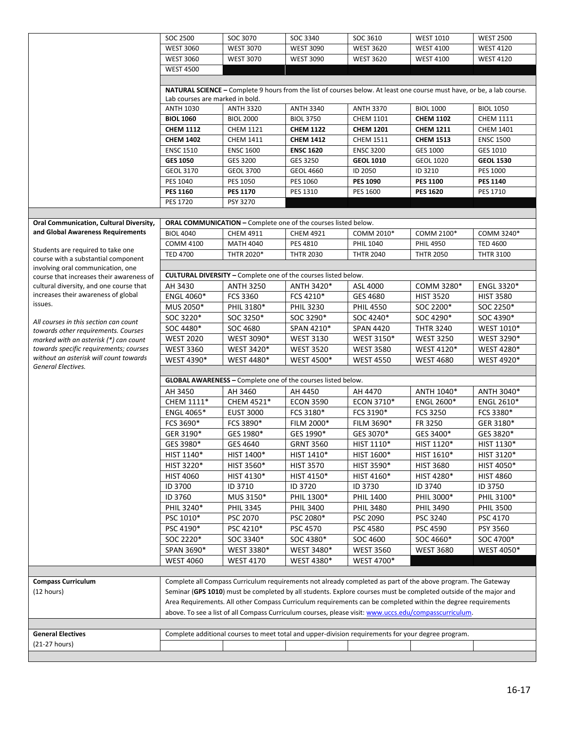| | | | | | | |
|---|---|---|---|---|---|---|
| | SOC 2500 | SOC 3070 | SOC 3340 | SOC 3610 | WEST 1010 | WEST 2500 |
| | WEST 3060 | WEST 3070 | WEST 3090 | WEST 3620 | WEST 4100 | WEST 4120 |
| | WEST 3060 | WEST 3070 | WEST 3090 | WEST 3620 | WEST 4100 | WEST 4120 |
| | WEST 4500 | | | | | |
| | **NATURAL SCIENCE –** Complete 9 hours from the list of courses below. At least one course must have, or be, a lab course. Lab courses are marked in bold. | | | | | |
| | ANTH 1030 | ANTH 3320 | ANTH 3340 | ANTH 3370 | BIOL 1000 | BIOL 1050 |
| | **BIOL 1060** | BIOL 2000 | BIOL 3750 | CHEM 1101 | **CHEM 1102** | CHEM 1111 |
| | **CHEM 1112** | CHEM 1121 | **CHEM 1122** | **CHEM 1201** | **CHEM 1211** | CHEM 1401 |
| | **CHEM 1402** | CHEM 1411 | **CHEM 1412** | CHEM 1511 | **CHEM 1513** | ENSC 1500 |
| | ENSC 1510 | ENSC 1600 | **ENSC 1620** | ENSC 3200 | GES 1000 | GES 1010 |
| | **GES 1050** | GES 3200 | GES 3250 | **GEOL 1010** | GEOL 1020 | **GEOL 1530** |
| | GEOL 3170 | GEOL 3700 | GEOL 4660 | ID 2050 | ID 3210 | PES 1000 |
| | PES 1040 | PES 1050 | PES 1060 | **PES 1090** | **PES 1100** | **PES 1140** |
| | **PES 1160** | **PES 1170** | PES 1310 | PES 1600 | **PES 1620** | PES 1710 |
| | PES 1720 | PSY 3270 | | | | |

| Oral Communication, Cultural Diversity, and Global Awareness Requirements | | | | | | |
|---|---|---|---|---|---|---|
| **Oral Communication, Cultural Diversity, and Global Awareness Requirements**<br><br>Students are required to take one course with a substantial component involving oral communication, one course that increases their awareness of cultural diversity, and one course that increases their awareness of global issues.<br><br>*All courses in this section can count towards other requirements. Courses marked with an asterisk (*) can count towards specific requirements; courses without an asterisk will count towards General Electives.* | **ORAL COMMUNICATION –** Complete one of the courses listed below. | | | | | |
| | BIOL 4040 | CHEM 4911 | CHEM 4921 | COMM 2010* | COMM 2100* | COMM 3240* |
| | COMM 4100 | MATH 4040 | PES 4810 | PHIL 1040 | PHIL 4950 | TED 4600 |
| | TED 4700 | THTR 2020* | THTR 2030 | THTR 2040 | THTR 2050 | THTR 3100 |
| | **CULTURAL DIVERSITY –** Complete one of the courses listed below. | | | | | |
| | AH 3430 | ANTH 3250 | ANTH 3420* | ASL 4000 | COMM 3280* | ENGL 3320* |
| | ENGL 4060* | FCS 3360 | FCS 4210* | GES 4680 | HIST 3520 | HIST 3580 |
| | MUS 2050* | PHIL 3180* | PHIL 3230 | PHIL 4550 | SOC 2200* | SOC 2250* |
| | SOC 3220* | SOC 3250* | SOC 3290* | SOC 4240* | SOC 4290* | SOC 4390* |
| | SOC 4480* | SOC 4680 | SPAN 4210* | SPAN 4420 | THTR 3240 | WEST 1010* |
| | WEST 2020 | WEST 3090* | WEST 3130 | WEST 3150* | WEST 3250 | WEST 3290* |
| | WEST 3360 | WEST 3420* | WEST 3520 | WEST 3580 | WEST 4120* | WEST 4280* |
| | WEST 4390* | WEST 4480* | WEST 4500* | WEST 4550 | WEST 4680 | WEST 4920* |
| | **GLOBAL AWARENESS –** Complete one of the courses listed below. | | | | | |
| | AH 3450 | AH 3460 | AH 4450 | AH 4470 | ANTH 1040* | ANTH 3040* |
| | CHEM 1111* | CHEM 4521* | ECON 3590 | ECON 3710* | ENGL 2600* | ENGL 2610* |
| | ENGL 4065* | EUST 3000 | FCS 3180* | FCS 3190* | FCS 3250 | FCS 3380* |
| | FCS 3690* | FCS 3890* | FILM 2000* | FILM 3690* | FR 3250 | GER 3180* |
| | GER 3190* | GES 1980* | GES 1990* | GES 3070* | GES 3400* | GES 3820* |
| | GES 3980* | GES 4640 | GRNT 3560 | HIST 1110* | HIST 1120* | HIST 1130* |
| | HIST 1140* | HIST 1400* | HIST 1410* | HIST 1600* | HIST 1610* | HIST 3120* |
| | HIST 3220* | HIST 3560* | HIST 3570 | HIST 3590* | HIST 3680 | HIST 4050* |
| | HIST 4060 | HIST 4130* | HIST 4150* | HIST 4160* | HIST 4280* | HIST 4860 |
| | ID 3700 | ID 3710 | ID 3720 | ID 3730 | ID 3740 | ID 3750 |
| | ID 3760 | MUS 3150* | PHIL 1300* | PHIL 1400 | PHIL 3000* | PHIL 3100* |
| | PHIL 3240* | PHIL 3345 | PHIL 3400 | PHIL 3480 | PHIL 3490 | PHIL 3500 |
| | PSC 1010* | PSC 2070 | PSC 2080* | PSC 2090 | PSC 3240 | PSC 4170 |
| | PSC 4190* | PSC 4210* | PSC 4570 | PSC 4580 | PSC 4590 | PSY 3560 |
| | SOC 2220* | SOC 3340* | SOC 4380* | SOC 4600 | SOC 4660* | SOC 4700* |
| | SPAN 3690* | WEST 3380* | WEST 3480* | WEST 3560 | WEST 3680 | WEST 4050* |
| | WEST 4060 | WEST 4170 | WEST 4380* | WEST 4700* | | |

| | |
|---|---|
| **Compass Curriculum**<br>(12 hours) | Complete all Compass Curriculum requirements not already completed as part of the above program. The Gateway Seminar (**GPS 1010**) must be completed by all students. Explore courses must be completed outside of the major and Area Requirements. All other Compass Curriculum requirements can be completed within the degree requirements above. To see a list of all Compass Curriculum courses, please visit: www.uccs.edu/compasscurriculum. |
| **General Electives**<br>(21-27 hours) | Complete additional courses to meet total and upper-division requirements for your degree program. |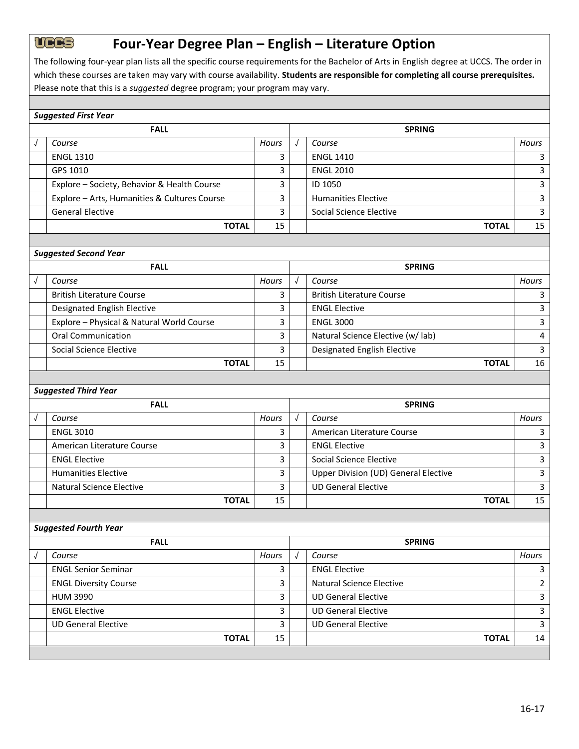# Four-Year Degree Plan – English – Literature Option

The following four-year plan lists all the specific course requirements for the Bachelor of Arts in English degree at UCCS. The order in which these courses are taken may vary with course availability. **Students are responsible for completing all course prerequisites.** Please note that this is a *suggested* degree program; your program may vary.

***Suggested First Year***

| FALL | | | SPRING | | |
|---|---|---|---|---|---|
| √ | *Course* | *Hours* | √ | *Course* | *Hours* |
| | ENGL 1310 | 3 | | ENGL 1410 | 3 |
| | GPS 1010 | 3 | | ENGL 2010 | 3 |
| | Explore – Society, Behavior & Health Course | 3 | | ID 1050 | 3 |
| | Explore – Arts, Humanities & Cultures Course | 3 | | Humanities Elective | 3 |
| | General Elective | 3 | | Social Science Elective | 3 |
| | **TOTAL** | 15 | | **TOTAL** | 15 |

***Suggested Second Year***

| FALL | | | SPRING | | |
|---|---|---|---|---|---|
| √ | *Course* | *Hours* | √ | *Course* | *Hours* |
| | British Literature Course | 3 | | British Literature Course | 3 |
| | Designated English Elective | 3 | | ENGL Elective | 3 |
| | Explore – Physical & Natural World Course | 3 | | ENGL 3000 | 3 |
| | Oral Communication | 3 | | Natural Science Elective (w/ lab) | 4 |
| | Social Science Elective | 3 | | Designated English Elective | 3 |
| | **TOTAL** | 15 | | **TOTAL** | 16 |

***Suggested Third Year***

| FALL | | | SPRING | | |
|---|---|---|---|---|---|
| √ | *Course* | *Hours* | √ | *Course* | *Hours* |
| | ENGL 3010 | 3 | | American Literature Course | 3 |
| | American Literature Course | 3 | | ENGL Elective | 3 |
| | ENGL Elective | 3 | | Social Science Elective | 3 |
| | Humanities Elective | 3 | | Upper Division (UD) General Elective | 3 |
| | Natural Science Elective | 3 | | UD General Elective | 3 |
| | **TOTAL** | 15 | | **TOTAL** | 15 |

***Suggested Fourth Year***

| FALL | | | SPRING | | |
|---|---|---|---|---|---|
| √ | *Course* | *Hours* | √ | *Course* | *Hours* |
| | ENGL Senior Seminar | 3 | | ENGL Elective | 3 |
| | ENGL Diversity Course | 3 | | Natural Science Elective | 2 |
| | HUM 3990 | 3 | | UD General Elective | 3 |
| | ENGL Elective | 3 | | UD General Elective | 3 |
| | UD General Elective | 3 | | UD General Elective | 3 |
| | **TOTAL** | 15 | | **TOTAL** | 14 |

16-17